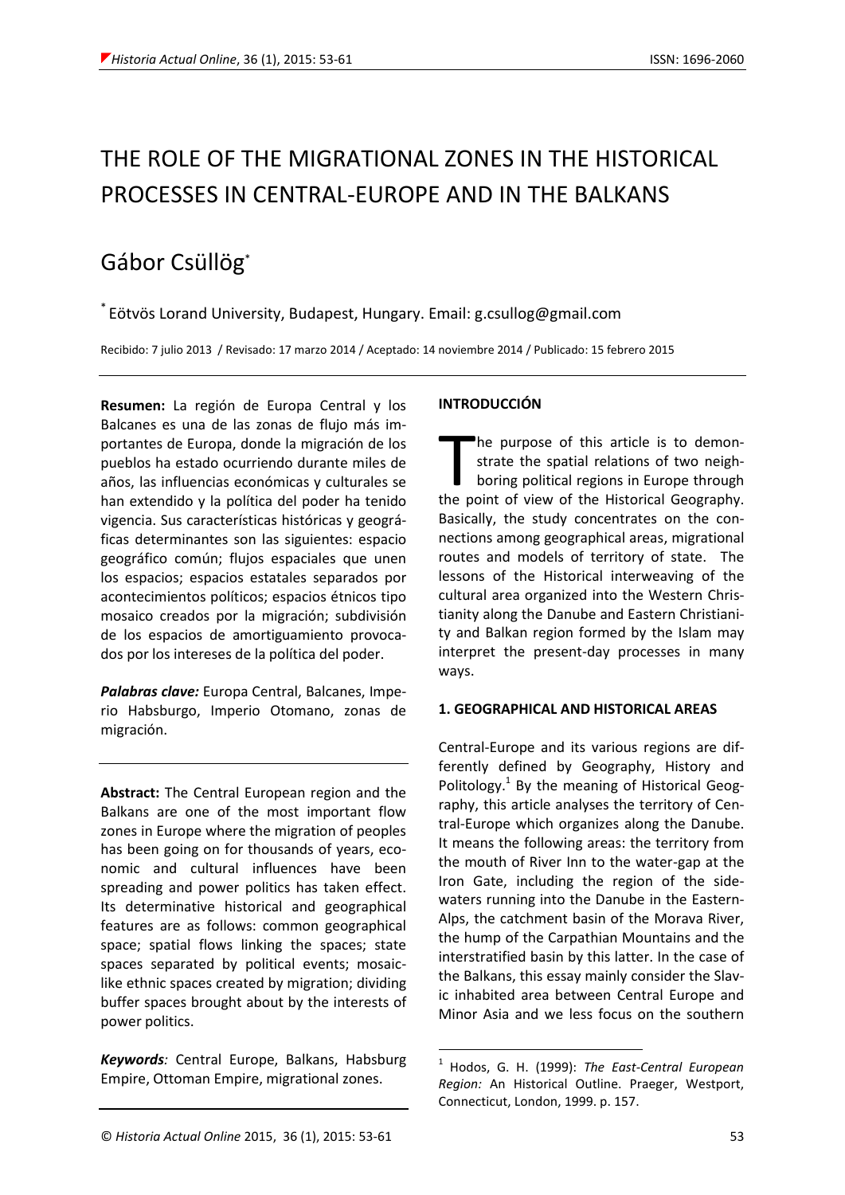# THE ROLE OF THE MIGRATIONAL ZONES IN THE HISTORICAL PROCESSES IN CENTRAL-EUROPE AND IN THE BALKANS

## Gábor Csüllög*

* Eötvös Lorand University, Budapest, Hungary. Email: g.csullog@gmail.com

Recibido: 7 julio 2013 / Revisado: 17 marzo 2014 / Aceptado: 14 noviembre 2014 / Publicado: 15 febrero 2015

**Resumen:** La región de Europa Central y los Balcanes es una de las zonas de flujo más importantes de Europa, donde la migración de los pueblos ha estado ocurriendo durante miles de años, las influencias económicas y culturales se han extendido y la política del poder ha tenido vigencia. Sus características históricas y geográficas determinantes son las siguientes: espacio geográfico común; flujos espaciales que unen los espacios; espacios estatales separados por acontecimientos políticos; espacios étnicos tipo mosaico creados por la migración; subdivisión de los espacios de amortiguamiento provocados por los intereses de la política del poder.

***Palabras clave:*** Europa Central, Balcanes, Imperio Habsburgo, Imperio Otomano, zonas de migración.

**Abstract:** The Central European region and the Balkans are one of the most important flow zones in Europe where the migration of peoples has been going on for thousands of years, economic and cultural influences have been spreading and power politics has taken effect. Its determinative historical and geographical features are as follows: common geographical space; spatial flows linking the spaces; state spaces separated by political events; mosaic-like ethnic spaces created by migration; dividing buffer spaces brought about by the interests of power politics.

***Keywords**:* Central Europe, Balkans, Habsburg Empire, Ottoman Empire, migrational zones.

**INTRODUCCIÓN**

The purpose of this article is to demonstrate the spatial relations of two neighboring political regions in Europe through the point of view of the Historical Geography. Basically, the study concentrates on the connections among geographical areas, migrational routes and models of territory of state. The lessons of the Historical interweaving of the cultural area organized into the Western Christianity along the Danube and Eastern Christianity and Balkan region formed by the Islam may interpret the present-day processes in many ways.

**1. GEOGRAPHICAL AND HISTORICAL AREAS**

Central-Europe and its various regions are differently defined by Geography, History and Politology.[1] By the meaning of Historical Geography, this article analyses the territory of Central-Europe which organizes along the Danube. It means the following areas: the territory from the mouth of River Inn to the water-gap at the Iron Gate, including the region of the side-waters running into the Danube in the Eastern-Alps, the catchment basin of the Morava River, the hump of the Carpathian Mountains and the interstratified basin by this latter. In the case of the Balkans, this essay mainly consider the Slavic inhabited area between Central Europe and Minor Asia and we less focus on the southern

[1] Hodos, G. H. (1999): *The East-Central European Region:* An Historical Outline. Praeger, Westport, Connecticut, London, 1999. p. 157.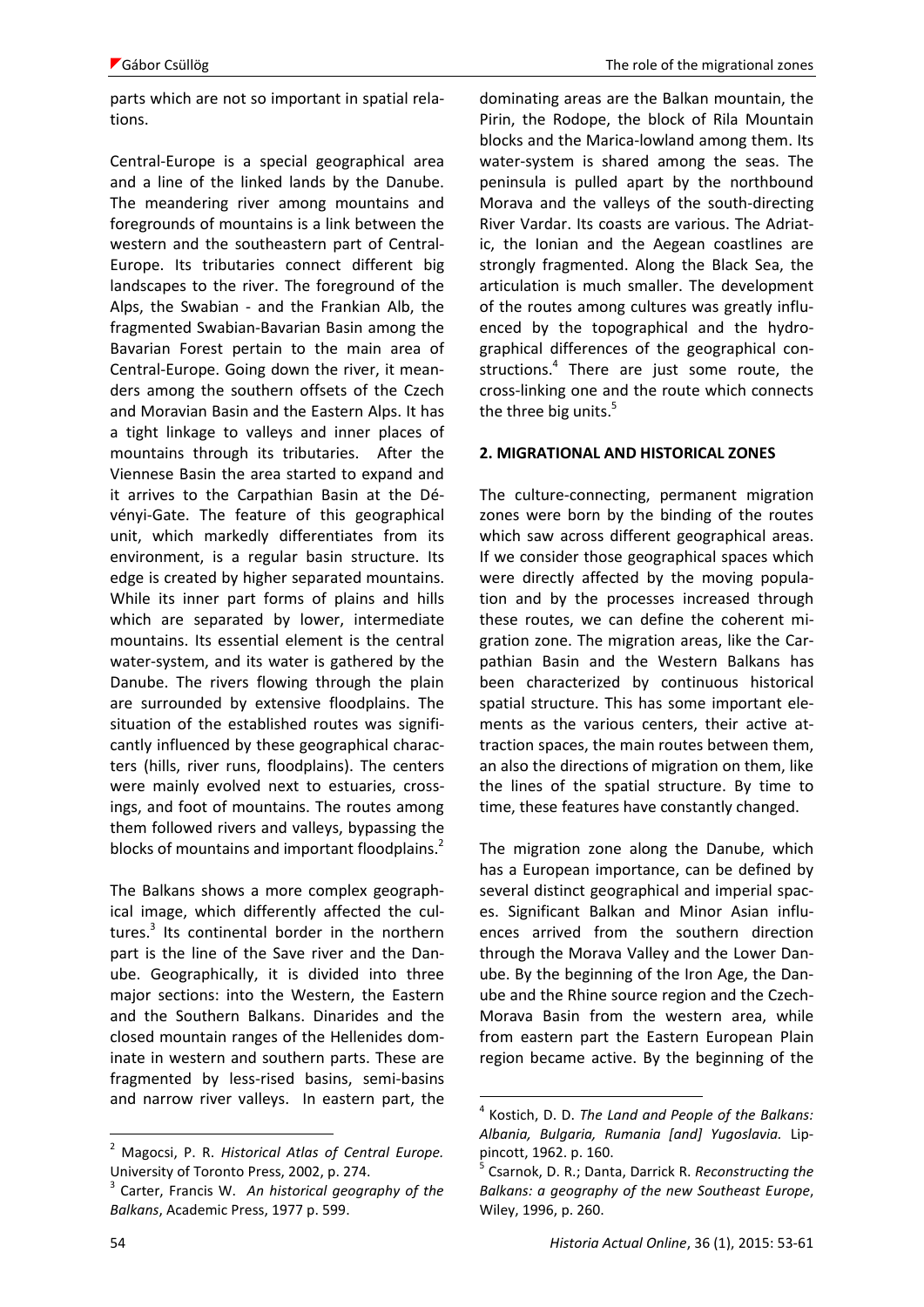parts which are not so important in spatial relations.

Central-Europe is a special geographical area and a line of the linked lands by the Danube. The meandering river among mountains and foregrounds of mountains is a link between the western and the southeastern part of Central-Europe. Its tributaries connect different big landscapes to the river. The foreground of the Alps, the Swabian - and the Frankian Alb, the fragmented Swabian-Bavarian Basin among the Bavarian Forest pertain to the main area of Central-Europe. Going down the river, it meanders among the southern offsets of the Czech and Moravian Basin and the Eastern Alps. It has a tight linkage to valleys and inner places of mountains through its tributaries. After the Viennese Basin the area started to expand and it arrives to the Carpathian Basin at the Dévényi-Gate. The feature of this geographical unit, which markedly differentiates from its environment, is a regular basin structure. Its edge is created by higher separated mountains. While its inner part forms of plains and hills which are separated by lower, intermediate mountains. Its essential element is the central water-system, and its water is gathered by the Danube. The rivers flowing through the plain are surrounded by extensive floodplains. The situation of the established routes was significantly influenced by these geographical characters (hills, river runs, floodplains). The centers were mainly evolved next to estuaries, crossings, and foot of mountains. The routes among them followed rivers and valleys, bypassing the blocks of mountains and important floodplains.[2]

The Balkans shows a more complex geographical image, which differently affected the cultures.[3] Its continental border in the northern part is the line of the Save river and the Danube. Geographically, it is divided into three major sections: into the Western, the Eastern and the Southern Balkans. Dinarides and the closed mountain ranges of the Hellenides dominate in western and southern parts. These are fragmented by less-rised basins, semi-basins and narrow river valleys. In eastern part, the dominating areas are the Balkan mountain, the Pirin, the Rodope, the block of Rila Mountain blocks and the Marica-lowland among them. Its water-system is shared among the seas. The peninsula is pulled apart by the northbound Morava and the valleys of the south-directing River Vardar. Its coasts are various. The Adriatic, the Ionian and the Aegean coastlines are strongly fragmented. Along the Black Sea, the articulation is much smaller. The development of the routes among cultures was greatly influenced by the topographical and the hydrographical differences of the geographical constructions.[4] There are just some route, the cross-linking one and the route which connects the three big units.[5]

## 2. MIGRATIONAL AND HISTORICAL ZONES

The culture-connecting, permanent migration zones were born by the binding of the routes which saw across different geographical areas. If we consider those geographical spaces which were directly affected by the moving population and by the processes increased through these routes, we can define the coherent migration zone. The migration areas, like the Carpathian Basin and the Western Balkans has been characterized by continuous historical spatial structure. This has some important elements as the various centers, their active attraction spaces, the main routes between them, an also the directions of migration on them, like the lines of the spatial structure. By time to time, these features have constantly changed.

The migration zone along the Danube, which has a European importance, can be defined by several distinct geographical and imperial spaces. Significant Balkan and Minor Asian influences arrived from the southern direction through the Morava Valley and the Lower Danube. By the beginning of the Iron Age, the Danube and the Rhine source region and the Czech-Morava Basin from the western area, while from eastern part the Eastern European Plain region became active. By the beginning of the

---

[2] Magocsi, P. R. *Historical Atlas of Central Europe.* University of Toronto Press, 2002, p. 274.

[3] Carter, Francis W. *An historical geography of the Balkans*, Academic Press, 1977 p. 599.

[4] Kostich, D. D. *The Land and People of the Balkans: Albania, Bulgaria, Rumania [and] Yugoslavia.* Lippincott, 1962. p. 160.

[5] Csarnok, D. R.; Danta, Darrick R. *Reconstructing the Balkans: a geography of the new Southeast Europe*, Wiley, 1996, p. 260.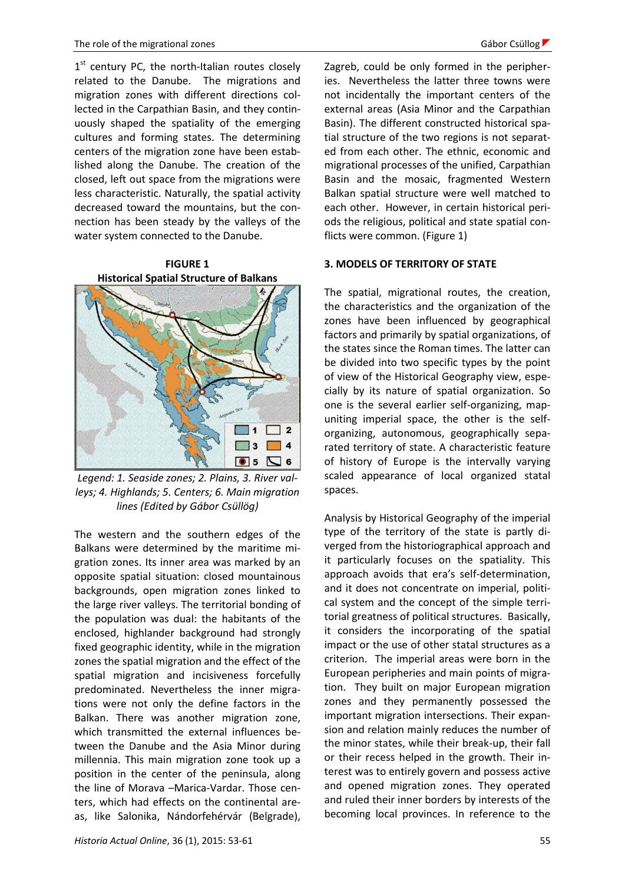1[st] century PC, the north-Italian routes closely related to the Danube. The migrations and migration zones with different directions collected in the Carpathian Basin, and they continuously shaped the spatiality of the emerging cultures and forming states. The determining centers of the migration zone have been established along the Danube. The creation of the closed, left out space from the migrations were less characteristic. Naturally, the spatial activity decreased toward the mountains, but the connection has been steady by the valleys of the water system connected to the Danube.

**FIGURE 1**
**Historical Spatial Structure of Balkans**

*Legend: 1. Seaside zones; 2. Plains, 3. River valleys; 4. Highlands; 5. Centers; 6. Main migration lines (Edited by Gábor Csüllög)*

The western and the southern edges of the Balkans were determined by the maritime migration zones. Its inner area was marked by an opposite spatial situation: closed mountainous backgrounds, open migration zones linked to the large river valleys. The territorial bonding of the population was dual: the habitants of the enclosed, highlander background had strongly fixed geographic identity, while in the migration zones the spatial migration and the effect of the spatial migration and incisiveness forcefully predominated. Nevertheless the inner migrations were not only the define factors in the Balkan. There was another migration zone, which transmitted the external influences between the Danube and the Asia Minor during millennia. This main migration zone took up a position in the center of the peninsula, along the line of Morava –Marica-Vardar. Those centers, which had effects on the continental areas, like Salonika, Nándorfehérvár (Belgrade), Zagreb, could be only formed in the peripheries. Nevertheless the latter three towns were not incidentally the important centers of the external areas (Asia Minor and the Carpathian Basin). The different constructed historical spatial structure of the two regions is not separated from each other. The ethnic, economic and migrational processes of the unified, Carpathian Basin and the mosaic, fragmented Western Balkan spatial structure were well matched to each other. However, in certain historical periods the religious, political and state spatial conflicts were common. (Figure 1)

## 3. MODELS OF TERRITORY OF STATE

The spatial, migrational routes, the creation, the characteristics and the organization of the zones have been influenced by geographical factors and primarily by spatial organizations, of the states since the Roman times. The latter can be divided into two specific types by the point of view of the Historical Geography view, especially by its nature of spatial organization. So one is the several earlier self-organizing, map-uniting imperial space, the other is the self-organizing, autonomous, geographically separated territory of state. A characteristic feature of history of Europe is the intervally varying scaled appearance of local organized statal spaces.

Analysis by Historical Geography of the imperial type of the territory of the state is partly diverged from the historiographical approach and it particularly focuses on the spatiality. This approach avoids that era's self-determination, and it does not concentrate on imperial, political system and the concept of the simple territorial greatness of political structures. Basically, it considers the incorporating of the spatial impact or the use of other statal structures as a criterion. The imperial areas were born in the European peripheries and main points of migration. They built on major European migration zones and they permanently possessed the important migration intersections. Their expansion and relation mainly reduces the number of the minor states, while their break-up, their fall or their recess helped in the growth. Their interest was to entirely govern and possess active and opened migration zones. They operated and ruled their inner borders by interests of the becoming local provinces. In reference to the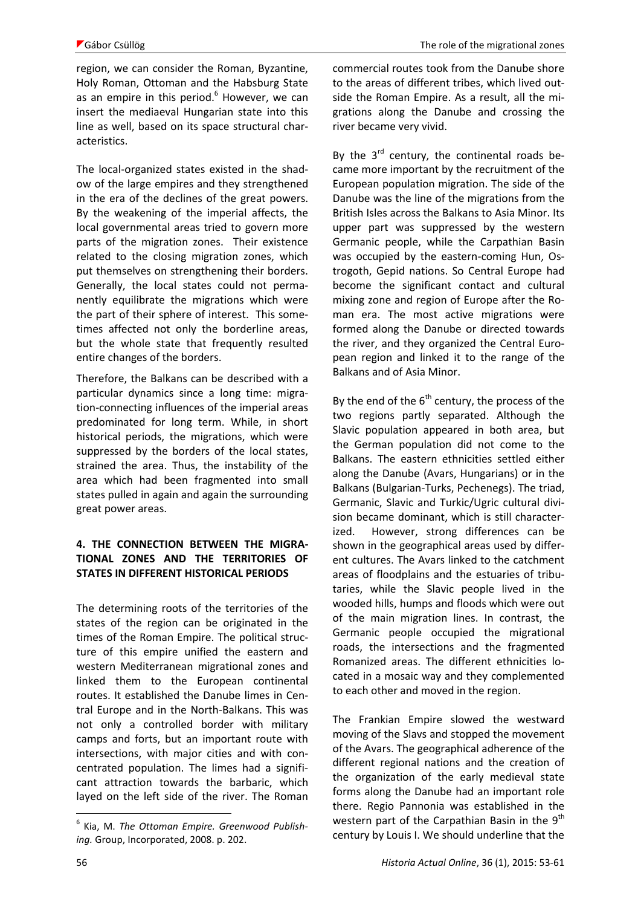region, we can consider the Roman, Byzantine, Holy Roman, Ottoman and the Habsburg State as an empire in this period.[6] However, we can insert the mediaeval Hungarian state into this line as well, based on its space structural characteristics.

The local-organized states existed in the shadow of the large empires and they strengthened in the era of the declines of the great powers. By the weakening of the imperial affects, the local governmental areas tried to govern more parts of the migration zones. Their existence related to the closing migration zones, which put themselves on strengthening their borders. Generally, the local states could not permanently equilibrate the migrations which were the part of their sphere of interest. This sometimes affected not only the borderline areas, but the whole state that frequently resulted entire changes of the borders.

Therefore, the Balkans can be described with a particular dynamics since a long time: migration-connecting influences of the imperial areas predominated for long term. While, in short historical periods, the migrations, which were suppressed by the borders of the local states, strained the area. Thus, the instability of the area which had been fragmented into small states pulled in again and again the surrounding great power areas.

## 4. THE CONNECTION BETWEEN THE MIGRATIONAL ZONES AND THE TERRITORIES OF STATES IN DIFFERENT HISTORICAL PERIODS

The determining roots of the territories of the states of the region can be originated in the times of the Roman Empire. The political structure of this empire unified the eastern and western Mediterranean migrational zones and linked them to the European continental routes. It established the Danube limes in Central Europe and in the North-Balkans. This was not only a controlled border with military camps and forts, but an important route with intersections, with major cities and with concentrated population. The limes had a significant attraction towards the barbaric, which layed on the left side of the river. The Roman commercial routes took from the Danube shore to the areas of different tribes, which lived outside the Roman Empire. As a result, all the migrations along the Danube and crossing the river became very vivid.

By the 3rd century, the continental roads became more important by the recruitment of the European population migration. The side of the Danube was the line of the migrations from the British Isles across the Balkans to Asia Minor. Its upper part was suppressed by the western Germanic people, while the Carpathian Basin was occupied by the eastern-coming Hun, Ostrogoth, Gepid nations. So Central Europe had become the significant contact and cultural mixing zone and region of Europe after the Roman era. The most active migrations were formed along the Danube or directed towards the river, and they organized the Central European region and linked it to the range of the Balkans and of Asia Minor.

By the end of the 6th century, the process of the two regions partly separated. Although the Slavic population appeared in both area, but the German population did not come to the Balkans. The eastern ethnicities settled either along the Danube (Avars, Hungarians) or in the Balkans (Bulgarian-Turks, Pechenegs). The triad, Germanic, Slavic and Turkic/Ugric cultural division became dominant, which is still characterized. However, strong differences can be shown in the geographical areas used by different cultures. The Avars linked to the catchment areas of floodplains and the estuaries of tributaries, while the Slavic people lived in the wooded hills, humps and floods which were out of the main migration lines. In contrast, the Germanic people occupied the migrational roads, the intersections and the fragmented Romanized areas. The different ethnicities located in a mosaic way and they complemented to each other and moved in the region.

The Frankian Empire slowed the westward moving of the Slavs and stopped the movement of the Avars. The geographical adherence of the different regional nations and the creation of the organization of the early medieval state forms along the Danube had an important role there. Regio Pannonia was established in the western part of the Carpathian Basin in the 9th century by Louis I. We should underline that the

[6] Kia, M. *The Ottoman Empire. Greenwood Publishing.* Group, Incorporated, 2008. p. 202.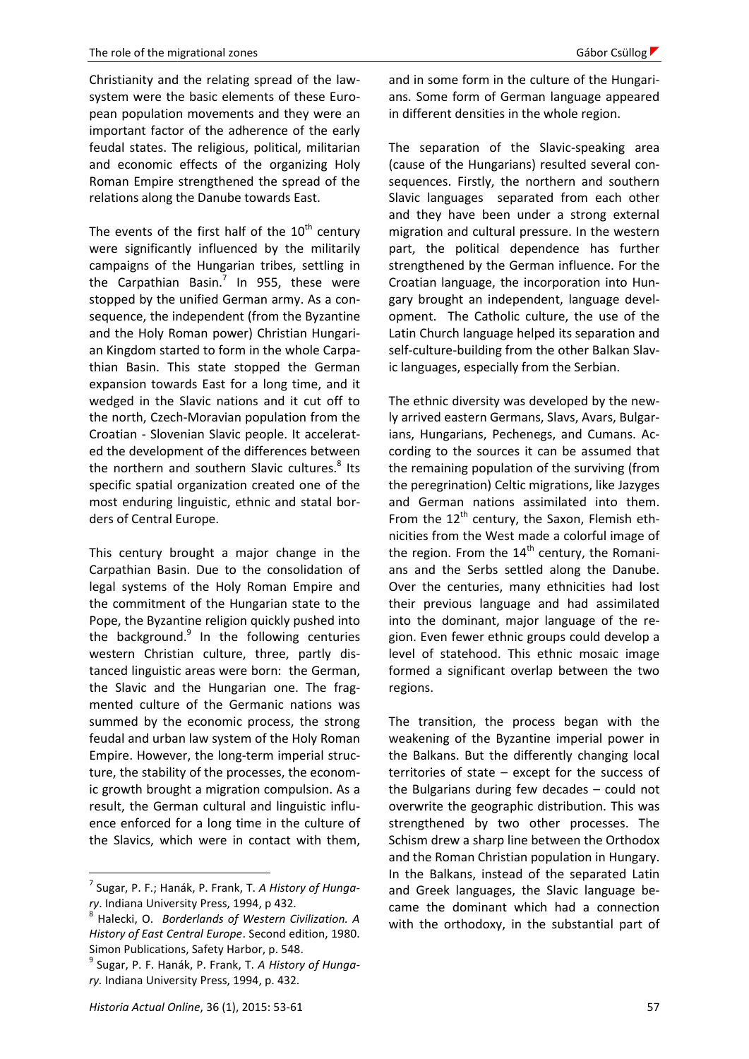Christianity and the relating spread of the law-system were the basic elements of these European population movements and they were an important factor of the adherence of the early feudal states. The religious, political, militarian and economic effects of the organizing Holy Roman Empire strengthened the spread of the relations along the Danube towards East.

The events of the first half of the 10th century were significantly influenced by the militarily campaigns of the Hungarian tribes, settling in the Carpathian Basin.[7] In 955, these were stopped by the unified German army. As a consequence, the independent (from the Byzantine and the Holy Roman power) Christian Hungarian Kingdom started to form in the whole Carpathian Basin. This state stopped the German expansion towards East for a long time, and it wedged in the Slavic nations and it cut off to the north, Czech-Moravian population from the Croatian - Slovenian Slavic people. It accelerated the development of the differences between the northern and southern Slavic cultures.[8] Its specific spatial organization created one of the most enduring linguistic, ethnic and statal borders of Central Europe.

This century brought a major change in the Carpathian Basin. Due to the consolidation of legal systems of the Holy Roman Empire and the commitment of the Hungarian state to the Pope, the Byzantine religion quickly pushed into the background.[9] In the following centuries western Christian culture, three, partly distanced linguistic areas were born: the German, the Slavic and the Hungarian one. The fragmented culture of the Germanic nations was summed by the economic process, the strong feudal and urban law system of the Holy Roman Empire. However, the long-term imperial structure, the stability of the processes, the economic growth brought a migration compulsion. As a result, the German cultural and linguistic influence enforced for a long time in the culture of the Slavics, which were in contact with them, and in some form in the culture of the Hungarians. Some form of German language appeared in different densities in the whole region.

The separation of the Slavic-speaking area (cause of the Hungarians) resulted several consequences. Firstly, the northern and southern Slavic languages separated from each other and they have been under a strong external migration and cultural pressure. In the western part, the political dependence has further strengthened by the German influence. For the Croatian language, the incorporation into Hungary brought an independent, language development. The Catholic culture, the use of the Latin Church language helped its separation and self-culture-building from the other Balkan Slavic languages, especially from the Serbian.

The ethnic diversity was developed by the newly arrived eastern Germans, Slavs, Avars, Bulgarians, Hungarians, Pechenegs, and Cumans. According to the sources it can be assumed that the remaining population of the surviving (from the peregrination) Celtic migrations, like Jazyges and German nations assimilated into them. From the 12th century, the Saxon, Flemish ethnicities from the West made a colorful image of the region. From the 14th century, the Romanians and the Serbs settled along the Danube. Over the centuries, many ethnicities had lost their previous language and had assimilated into the dominant, major language of the region. Even fewer ethnic groups could develop a level of statehood. This ethnic mosaic image formed a significant overlap between the two regions.

The transition, the process began with the weakening of the Byzantine imperial power in the Balkans. But the differently changing local territories of state – except for the success of the Bulgarians during few decades – could not overwrite the geographic distribution. This was strengthened by two other processes. The Schism drew a sharp line between the Orthodox and the Roman Christian population in Hungary. In the Balkans, instead of the separated Latin and Greek languages, the Slavic language became the dominant which had a connection with the orthodoxy, in the substantial part of

---

[7] Sugar, P. F.; Hanák, P. Frank, T. *A History of Hungary*. Indiana University Press, 1994, p 432.

[8] Halecki, O. *Borderlands of Western Civilization. A History of East Central Europe*. Second edition, 1980. Simon Publications, Safety Harbor, p. 548.

[9] Sugar, P. F. Hanák, P. Frank, T. *A History of Hungary.* Indiana University Press, 1994, p. 432.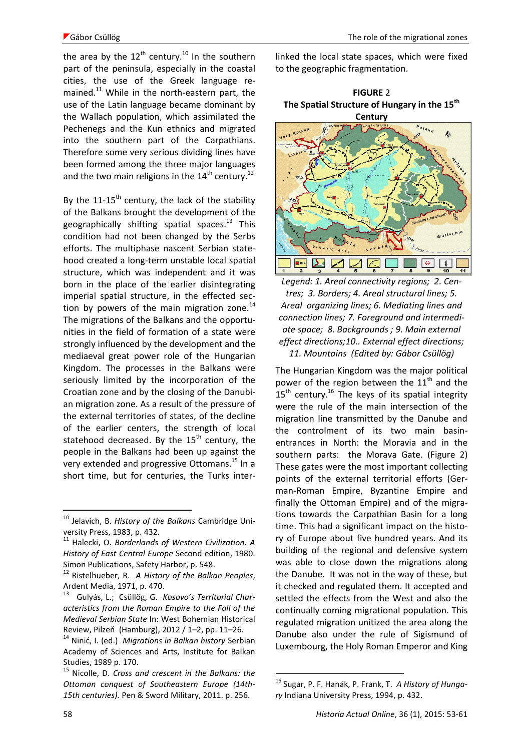the area by the 12th century.[10] In the southern part of the peninsula, especially in the coastal cities, the use of the Greek language remained.[11] While in the north-eastern part, the use of the Latin language became dominant by the Wallach population, which assimilated the Pechenegs and the Kun ethnics and migrated into the southern part of the Carpathians. Therefore some very serious dividing lines have been formed among the three major languages and the two main religions in the 14th century.[12]

By the 11-15th century, the lack of the stability of the Balkans brought the development of the geographically shifting spatial spaces.[13] This condition had not been changed by the Serbs efforts. The multiphase nascent Serbian statehood created a long-term unstable local spatial structure, which was independent and it was born in the place of the earlier disintegrating imperial spatial structure, in the effected section by powers of the main migration zone.[14] The migrations of the Balkans and the opportunities in the field of formation of a state were strongly influenced by the development and the mediaeval great power role of the Hungarian Kingdom. The processes in the Balkans were seriously limited by the incorporation of the Croatian zone and by the closing of the Danubian migration zone. As a result of the pressure of the external territories of states, of the decline of the earlier centers, the strength of local statehood decreased. By the 15th century, the people in the Balkans had been up against the very extended and progressive Ottomans.[15] In a short time, but for centuries, the Turks interlinked the local state spaces, which were fixed to the geographic fragmentation.

**FIGURE 2**
**The Spatial Structure of Hungary in the 15th Century**

*Legend: 1. Areal connectivity regions; 2. Centres; 3. Borders; 4. Areal structural lines; 5. Areal organizing lines; 6. Mediating lines and connection lines; 7. Foreground and intermediate space; 8. Backgrounds ; 9. Main external effect directions;10.. External effect directions; 11. Mountains (Edited by: Gábor Csüllög)*

The Hungarian Kingdom was the major political power of the region between the 11th and the 15th century.[16] The keys of its spatial integrity were the rule of the main intersection of the migration line transmitted by the Danube and the controlment of its two main basin-entrances in North: the Moravia and in the southern parts: the Morava Gate. (Figure 2) These gates were the most important collecting points of the external territorial efforts (German-Roman Empire, Byzantine Empire and finally the Ottoman Empire) and of the migrations towards the Carpathian Basin for a long time. This had a significant impact on the history of Europe about five hundred years. And its building of the regional and defensive system was able to close down the migrations along the Danube. It was not in the way of these, but it checked and regulated them. It accepted and settled the effects from the West and also the continually coming migrational population. This regulated migration unitized the area along the Danube also under the rule of Sigismund of Luxembourg, the Holy Roman Emperor and King

---

[10] Jelavich, B. *History of the Balkans* Cambridge University Press, 1983, p. 432.

[11] Halecki, O. *Borderlands of Western Civilization. A History of East Central Europe* Second edition, 1980. Simon Publications, Safety Harbor, p. 548.

[12] Ristelhueber, R. *A History of the Balkan Peoples*, Ardent Media, 1971, p. 470.

[13] Gulyás, L.; Csüllög, G. *Kosovo's Territorial Characteristics from the Roman Empire to the Fall of the Medieval Serbian State* In: West Bohemian Historical Review, Pilzeň (Hamburg), 2012 / 1–2, pp. 11–26.

[14] Ninić, I. (ed.) *Migrations in Balkan history* Serbian Academy of Sciences and Arts, Institute for Balkan Studies, 1989 p. 170.

[15] Nicolle, D. *Cross and crescent in the Balkans: the Ottoman conquest of Southeastern Europe (14th-15th centuries).* Pen & Sword Military, 2011. p. 256.

[16] Sugar, P. F. Hanák, P. Frank, T. *A History of Hungary* Indiana University Press, 1994, p. 432.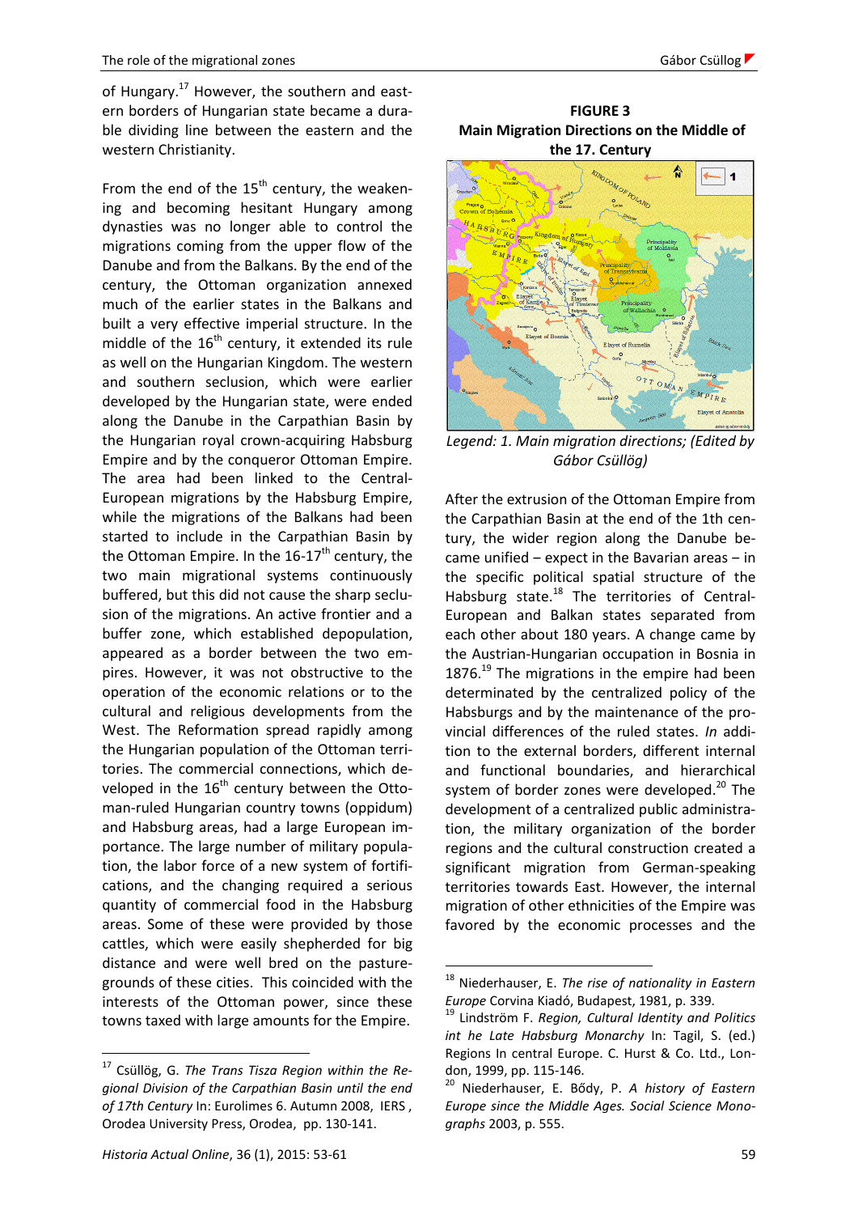of Hungary.[17] However, the southern and eastern borders of Hungarian state became a durable dividing line between the eastern and the western Christianity.

From the end of the 15th century, the weakening and becoming hesitant Hungary among dynasties was no longer able to control the migrations coming from the upper flow of the Danube and from the Balkans. By the end of the century, the Ottoman organization annexed much of the earlier states in the Balkans and built a very effective imperial structure. In the middle of the 16th century, it extended its rule as well on the Hungarian Kingdom. The western and southern seclusion, which were earlier developed by the Hungarian state, were ended along the Danube in the Carpathian Basin by the Hungarian royal crown-acquiring Habsburg Empire and by the conqueror Ottoman Empire. The area had been linked to the Central-European migrations by the Habsburg Empire, while the migrations of the Balkans had been started to include in the Carpathian Basin by the Ottoman Empire. In the 16-17th century, the two main migrational systems continuously buffered, but this did not cause the sharp seclusion of the migrations. An active frontier and a buffer zone, which established depopulation, appeared as a border between the two empires. However, it was not obstructive to the operation of the economic relations or to the cultural and religious developments from the West. The Reformation spread rapidly among the Hungarian population of the Ottoman territories. The commercial connections, which developed in the 16th century between the Ottoman-ruled Hungarian country towns (oppidum) and Habsburg areas, had a large European importance. The large number of military population, the labor force of a new system of fortifications, and the changing required a serious quantity of commercial food in the Habsburg areas. Some of these were provided by those cattles, which were easily shepherded for big distance and were well bred on the pasture-grounds of these cities. This coincided with the interests of the Ottoman power, since these towns taxed with large amounts for the Empire.

**FIGURE 3**
**Main Migration Directions on the Middle of the 17. Century**

*Legend: 1. Main migration directions; (Edited by Gábor Csüllög)*

After the extrusion of the Ottoman Empire from the Carpathian Basin at the end of the 1th century, the wider region along the Danube became unified – expect in the Bavarian areas – in the specific political spatial structure of the Habsburg state.[18] The territories of Central-European and Balkan states separated from each other about 180 years. A change came by the Austrian-Hungarian occupation in Bosnia in 1876.[19] The migrations in the empire had been determinated by the centralized policy of the Habsburgs and by the maintenance of the provincial differences of the ruled states. *In* addition to the external borders, different internal and functional boundaries, and hierarchical system of border zones were developed.[20] The development of a centralized public administration, the military organization of the border regions and the cultural construction created a significant migration from German-speaking territories towards East. However, the internal migration of other ethnicities of the Empire was favored by the economic processes and the

---

[17] Csüllög, G. *The Trans Tisza Region within the Regional Division of the Carpathian Basin until the end of 17th Century* In: Eurolimes 6. Autumn 2008, IERS , Orodea University Press, Orodea, pp. 130-141.

[18] Niederhauser, E. *The rise of nationality in Eastern Europe* Corvina Kiadó, Budapest, 1981, p. 339.

[19] Lindström F. *Region, Cultural Identity and Politics int he Late Habsburg Monarchy* In: Tagil, S. (ed.) Regions In central Europe. C. Hurst & Co. Ltd., London, 1999, pp. 115-146.

[20] Niederhauser, E. Bődy, P. *A history of Eastern Europe since the Middle Ages. Social Science Monographs* 2003, p. 555.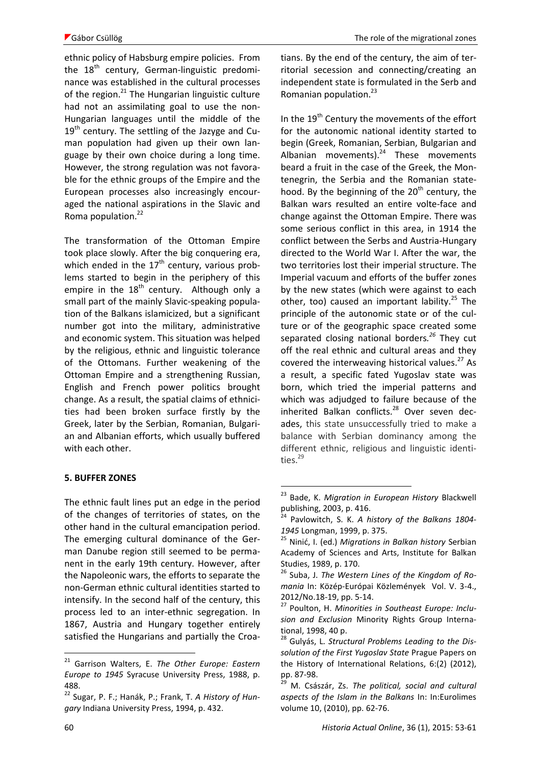ethnic policy of Habsburg empire policies. From the 18th century, German-linguistic predominance was established in the cultural processes of the region.[21] The Hungarian linguistic culture had not an assimilating goal to use the non-Hungarian languages until the middle of the 19th century. The settling of the Jazyge and Cuman population had given up their own language by their own choice during a long time. However, the strong regulation was not favorable for the ethnic groups of the Empire and the European processes also increasingly encouraged the national aspirations in the Slavic and Roma population.[22]

The transformation of the Ottoman Empire took place slowly. After the big conquering era, which ended in the 17th century, various problems started to begin in the periphery of this empire in the 18th century. Although only a small part of the mainly Slavic-speaking population of the Balkans islamicized, but a significant number got into the military, administrative and economic system. This situation was helped by the religious, ethnic and linguistic tolerance of the Ottomans. Further weakening of the Ottoman Empire and a strengthening Russian, English and French power politics brought change. As a result, the spatial claims of ethnicities had been broken surface firstly by the Greek, later by the Serbian, Romanian, Bulgarian and Albanian efforts, which usually buffered with each other.

## 5. BUFFER ZONES

The ethnic fault lines put an edge in the period of the changes of territories of states, on the other hand in the cultural emancipation period. The emerging cultural dominance of the German Danube region still seemed to be permanent in the early 19th century. However, after the Napoleonic wars, the efforts to separate the non-German ethnic cultural identities started to intensify. In the second half of the century, this process led to an inter-ethnic segregation. In 1867, Austria and Hungary together entirely satisfied the Hungarians and partially the Croatians. By the end of the century, the aim of territorial secession and connecting/creating an independent state is formulated in the Serb and Romanian population.[23]

In the 19th Century the movements of the effort for the autonomic national identity started to begin (Greek, Romanian, Serbian, Bulgarian and Albanian movements).[24] These movements beard a fruit in the case of the Greek, the Montenegrin, the Serbia and the Romanian statehood. By the beginning of the 20th century, the Balkan wars resulted an entire volte-face and change against the Ottoman Empire. There was some serious conflict in this area, in 1914 the conflict between the Serbs and Austria-Hungary directed to the World War I. After the war, the two territories lost their imperial structure. The Imperial vacuum and efforts of the buffer zones by the new states (which were against to each other, too) caused an important lability.[25] The principle of the autonomic state or of the culture or of the geographic space created some separated closing national borders.[26] They cut off the real ethnic and cultural areas and they covered the interweaving historical values.[27] As a result, a specific fated Yugoslav state was born, which tried the imperial patterns and which was adjudged to failure because of the inherited Balkan conflicts.[28] Over seven decades, this state unsuccessfully tried to make a balance with Serbian dominancy among the different ethnic, religious and linguistic identities.[29]

---

[21] Garrison Walters, E. *The Other Europe: Eastern Europe to 1945* Syracuse University Press, 1988, p. 488.

[22] Sugar, P. F.; Hanák, P.; Frank, T. *A History of Hungary* Indiana University Press, 1994, p. 432.

[23] Bade, K. *Migration in European History* Blackwell publishing, 2003, p. 416.

[24] Pavlowitch, S. K. *A history of the Balkans 1804-1945* Longman, 1999, p. 375.

[25] Ninić, I. (ed.) *Migrations in Balkan history* Serbian Academy of Sciences and Arts, Institute for Balkan Studies, 1989, p. 170.

[26] Suba, J. *The Western Lines of the Kingdom of Romania* In: Közép-Európai Közlemények Vol. V. 3-4., 2012/No.18-19, pp. 5-14.

[27] Poulton, H. *Minorities in Southeast Europe: Inclusion and Exclusion* Minority Rights Group International, 1998, 40 p.

[28] Gulyás, L. *Structural Problems Leading to the Dissolution of the First Yugoslav State* Prague Papers on the History of International Relations, 6:(2) (2012), pp. 87-98.

[29] M. Császár, Zs. *The political, social and cultural aspects of the Islam in the Balkans* In: In:Eurolimes volume 10, (2010), pp. 62-76.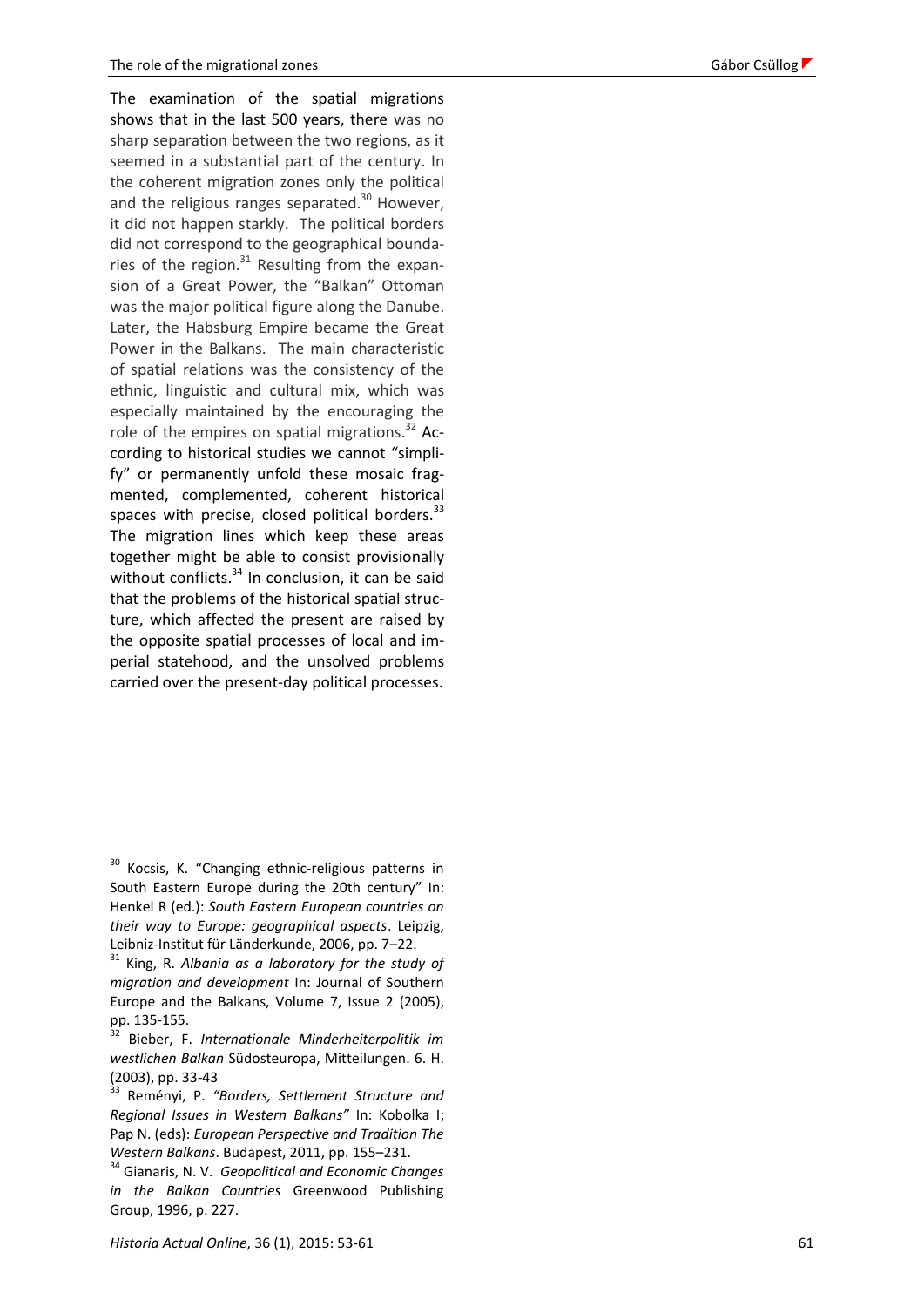The examination of the spatial migrations shows that in the last 500 years, there was no sharp separation between the two regions, as it seemed in a substantial part of the century. In the coherent migration zones only the political and the religious ranges separated.[30] However, it did not happen starkly. The political borders did not correspond to the geographical boundaries of the region.[31] Resulting from the expansion of a Great Power, the "Balkan" Ottoman was the major political figure along the Danube. Later, the Habsburg Empire became the Great Power in the Balkans. The main characteristic of spatial relations was the consistency of the ethnic, linguistic and cultural mix, which was especially maintained by the encouraging the role of the empires on spatial migrations.[32] According to historical studies we cannot "simplify" or permanently unfold these mosaic fragmented, complemented, coherent historical spaces with precise, closed political borders.[33] The migration lines which keep these areas together might be able to consist provisionally without conflicts.[34] In conclusion, it can be said that the problems of the historical spatial structure, which affected the present are raised by the opposite spatial processes of local and imperial statehood, and the unsolved problems carried over the present-day political processes.

---

[30] Kocsis, K. "Changing ethnic-religious patterns in South Eastern Europe during the 20th century" In: Henkel R (ed.): *South Eastern European countries on their way to Europe: geographical aspects*. Leipzig, Leibniz-Institut für Länderkunde, 2006, pp. 7–22.

[31] King, R. *Albania as a laboratory for the study of migration and development* In: Journal of Southern Europe and the Balkans, Volume 7, Issue 2 (2005), pp. 135-155.

[32] Bieber, F. *Internationale Minderheiterpolitik im westlichen Balkan* Südosteuropa, Mitteilungen. 6. H. (2003), pp. 33-43

[33] Reményi, P. *"Borders, Settlement Structure and Regional Issues in Western Balkans"* In: Kobolka I; Pap N. (eds): *European Perspective and Tradition The Western Balkans*. Budapest, 2011, pp. 155–231.

[34] Gianaris, N. V. *Geopolitical and Economic Changes in the Balkan Countries* Greenwood Publishing Group, 1996, p. 227.